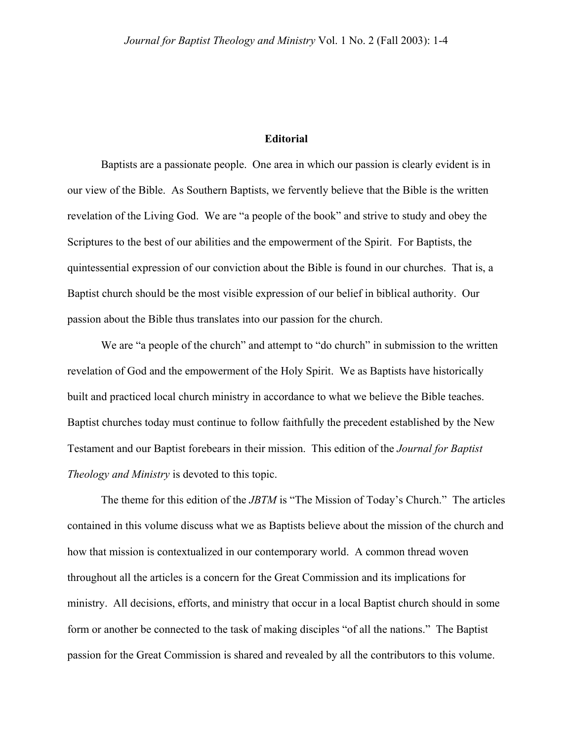# Editorial

Baptists are a passionate people. One area in which our passion is clearly evident is in our view of the Bible. As Southern Baptists, we fervently believe that the Bible is the written revelation of the Living God. We are "a people of the book" and strive to study and obey the Scriptures to the best of our abilities and the empowerment of the Spirit. For Baptists, the quintessential expression of our conviction about the Bible is found in our churches. That is, a Baptist church should be the most visible expression of our belief in biblical authority. Our passion about the Bible thus translates into our passion for the church.

We are "a people of the church" and attempt to "do church" in submission to the written revelation of God and the empowerment of the Holy Spirit. We as Baptists have historically built and practiced local church ministry in accordance to what we believe the Bible teaches. Baptist churches today must continue to follow faithfully the precedent established by the New Testament and our Baptist forebears in their mission. This edition of the *Journal for Baptist Theology and Ministry* is devoted to this topic.

The theme for this edition of the *JBTM* is "The Mission of Today's Church." The articles contained in this volume discuss what we as Baptists believe about the mission of the church and how that mission is contextualized in our contemporary world. A common thread woven throughout all the articles is a concern for the Great Commission and its implications for ministry. All decisions, efforts, and ministry that occur in a local Baptist church should in some form or another be connected to the task of making disciples "of all the nations." The Baptist passion for the Great Commission is shared and revealed by all the contributors to this volume.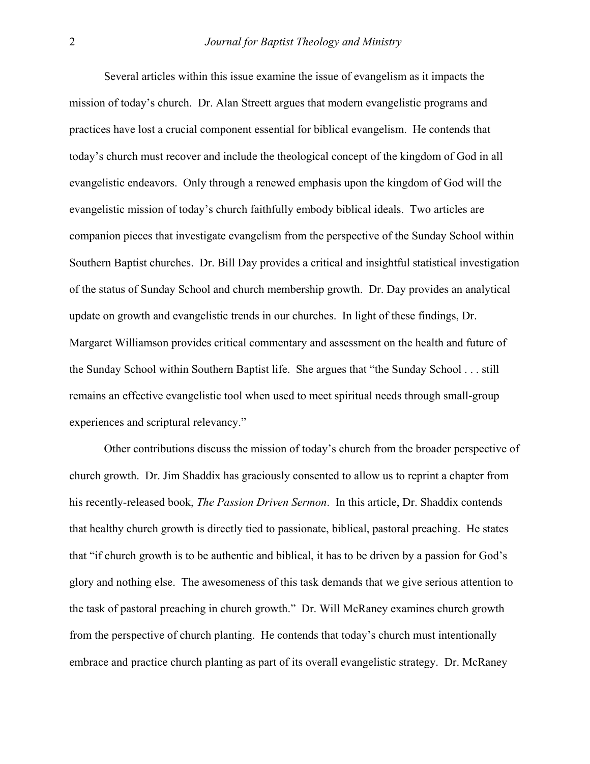Several articles within this issue examine the issue of evangelism as it impacts the mission of today's church. Dr. Alan Streett argues that modern evangelistic programs and practices have lost a crucial component essential for biblical evangelism. He contends that today's church must recover and include the theological concept of the kingdom of God in all evangelistic endeavors. Only through a renewed emphasis upon the kingdom of God will the evangelistic mission of today's church faithfully embody biblical ideals. Two articles are companion pieces that investigate evangelism from the perspective of the Sunday School within Southern Baptist churches. Dr. Bill Day provides a critical and insightful statistical investigation of the status of Sunday School and church membership growth. Dr. Day provides an analytical update on growth and evangelistic trends in our churches. In light of these findings, Dr. Margaret Williamson provides critical commentary and assessment on the health and future of the Sunday School within Southern Baptist life. She argues that "the Sunday School . . . still remains an effective evangelistic tool when used to meet spiritual needs through small-group experiences and scriptural relevancy."

Other contributions discuss the mission of today's church from the broader perspective of church growth. Dr. Jim Shaddix has graciously consented to allow us to reprint a chapter from his recently-released book, *The Passion Driven Sermon*. In this article, Dr. Shaddix contends that healthy church growth is directly tied to passionate, biblical, pastoral preaching. He states that "if church growth is to be authentic and biblical, it has to be driven by a passion for God's glory and nothing else. The awesomeness of this task demands that we give serious attention to the task of pastoral preaching in church growth." Dr. Will McRaney examines church growth from the perspective of church planting. He contends that today's church must intentionally embrace and practice church planting as part of its overall evangelistic strategy. Dr. McRaney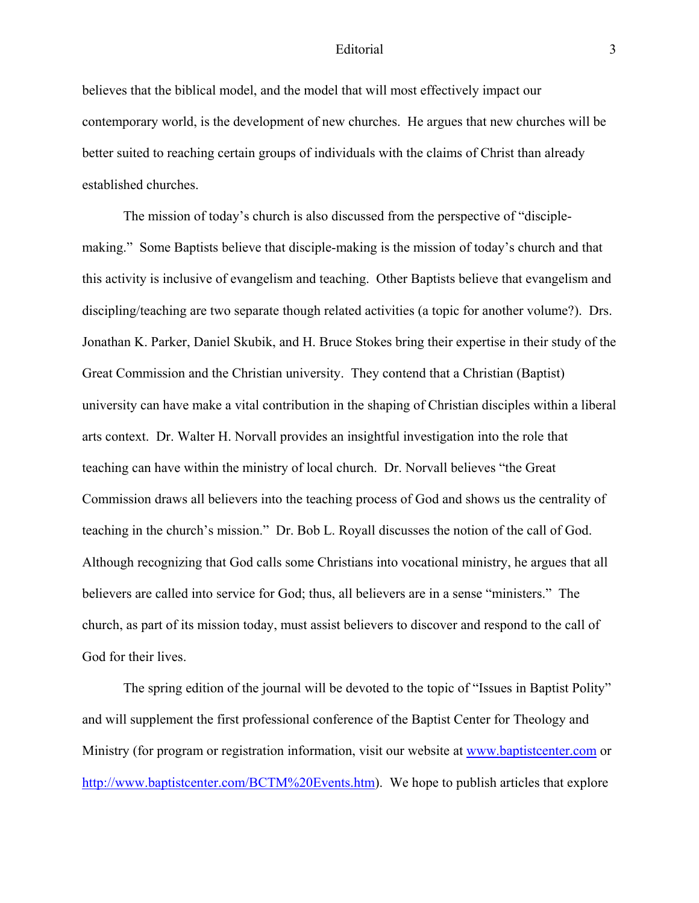believes that the biblical model, and the model that will most effectively impact our contemporary world, is the development of new churches. He argues that new churches will be better suited to reaching certain groups of individuals with the claims of Christ than already established churches.

The mission of today's church is also discussed from the perspective of "disciple-making." Some Baptists believe that disciple-making is the mission of today's church and that this activity is inclusive of evangelism and teaching. Other Baptists believe that evangelism and discipling/teaching are two separate though related activities (a topic for another volume?). Drs. Jonathan K. Parker, Daniel Skubik, and H. Bruce Stokes bring their expertise in their study of the Great Commission and the Christian university. They contend that a Christian (Baptist) university can have make a vital contribution in the shaping of Christian disciples within a liberal arts context. Dr. Walter H. Norvall provides an insightful investigation into the role that teaching can have within the ministry of local church. Dr. Norvall believes "the Great Commission draws all believers into the teaching process of God and shows us the centrality of teaching in the church's mission." Dr. Bob L. Royall discusses the notion of the call of God. Although recognizing that God calls some Christians into vocational ministry, he argues that all believers are called into service for God; thus, all believers are in a sense "ministers." The church, as part of its mission today, must assist believers to discover and respond to the call of God for their lives.

The spring edition of the journal will be devoted to the topic of "Issues in Baptist Polity" and will supplement the first professional conference of the Baptist Center for Theology and Ministry (for program or registration information, visit our website at www.baptistcenter.com or http://www.baptistcenter.com/BCTM%20Events.htm). We hope to publish articles that explore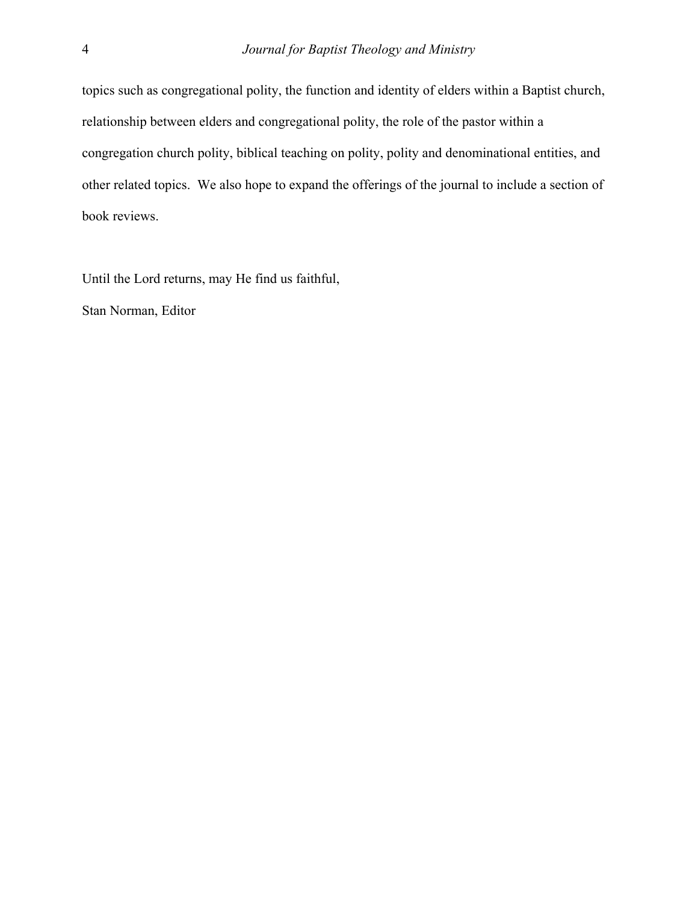topics such as congregational polity, the function and identity of elders within a Baptist church, relationship between elders and congregational polity, the role of the pastor within a congregation church polity, biblical teaching on polity, polity and denominational entities, and other related topics. We also hope to expand the offerings of the journal to include a section of book reviews.

Until the Lord returns, may He find us faithful,

Stan Norman, Editor